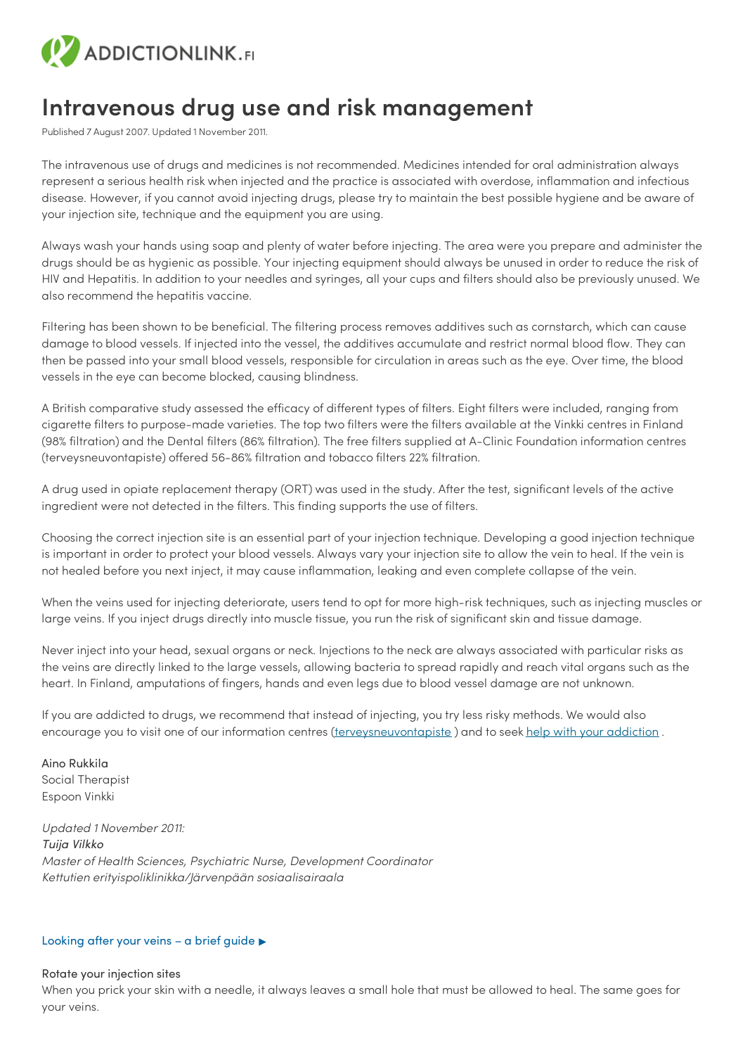ADDICTIONLINK.FI

# Intravenous drug use and risk management

Published 7 August 2007. Updated 1 November 2011.

The intravenous use of drugs and medicines is not recommended. Medicines intended for oral administration always represent a serious health risk when injected and the practice is associated with overdose, inflammation and infectious disease. However, if you cannot avoid injecting drugs, please try to maintain the best possible hygiene and be aware of your injection site, technique and the equipment you are using.

Always wash your hands using soap and plenty of water before injecting. The area were you prepare and administer the drugs should be as hygienic as possible. Your injecting equipment should always be unused in order to reduce the risk of HIV and Hepatitis. In addition to your needles and syringes, all your cups and filters should also be previously unused. We also recommend the hepatitis vaccine.

Filtering has been shown to be beneficial. The filtering process removes additives such as cornstarch, which can cause damage to blood vessels. If injected into the vessel, the additives accumulate and restrict normal blood flow. They can then be passed into your small blood vessels, responsible for circulation in areas such as the eye. Over time, the blood vessels in the eye can become blocked, causing blindness.

A British comparative study assessed the efficacy of different types of filters. Eight filters were included, ranging from cigarette filters to purpose-made varieties. The top two filters were the filters available at the Vinkki centres in Finland (98% filtration) and the Dental filters (86% filtration). The free filters supplied at A-Clinic Foundation information centres (terveysneuvontapiste) offered 56-86% filtration and tobacco filters 22% filtration.

A drug used in opiate replacement therapy (ORT) was used in the study. After the test, significant levels of the active ingredient were not detected in the filters. This finding supports the use of filters.

Choosing the correct injection site is an essential part of your injection technique. Developing a good injection technique is important in order to protect your blood vessels. Always vary your injection site to allow the vein to heal. If the vein is not healed before you next inject, it may cause inflammation, leaking and even complete collapse of the vein.

When the veins used for injecting deteriorate, users tend to opt for more high-risk techniques, such as injecting muscles or large veins. If you inject drugs directly into muscle tissue, you run the risk of significant skin and tissue damage.

Never inject into your head, sexual organs or neck. Injections to the neck are always associated with particular risks as the veins are directly linked to the large vessels, allowing bacteria to spread rapidly and reach vital organs such as the heart. In Finland, amputations of fingers, hands and even legs due to blood vessel damage are not unknown.

If you are addicted to drugs, we recommend that instead of injecting, you try less risky methods. We would also encourage you to visit one of our information centres (terveysneuvontapiste ) and to seek help with your addiction .

Aino Rukkila
Social Therapist
Espoon Vinkki

*Updated 1 November 2011:*
*Tuija Vilkko*
*Master of Health Sciences, Psychiatric Nurse, Development Coordinator*
*Kettutien erityispoliklinikka/Järvenpään sosiaalisairaala*

Looking after your veins – a brief guide ▶

Rotate your injection sites
When you prick your skin with a needle, it always leaves a small hole that must be allowed to heal. The same goes for your veins.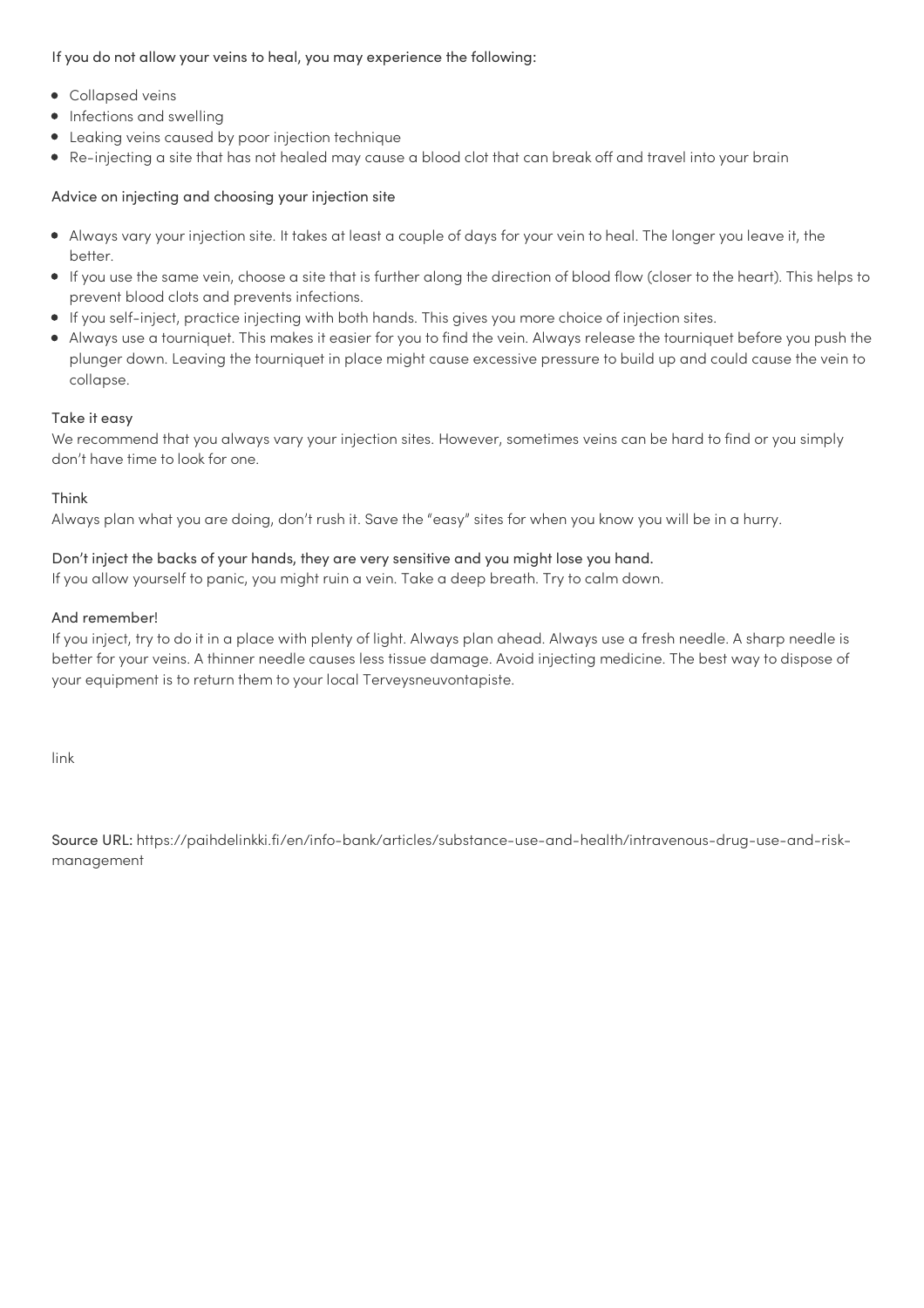If you do not allow your veins to heal, you may experience the following:

- Collapsed veins
- Infections and swelling
- Leaking veins caused by poor injection technique
- Re-injecting a site that has not healed may cause a blood clot that can break off and travel into your brain

Advice on injecting and choosing your injection site

- Always vary your injection site. It takes at least a couple of days for your vein to heal. The longer you leave it, the better.
- If you use the same vein, choose a site that is further along the direction of blood flow (closer to the heart). This helps to prevent blood clots and prevents infections.
- If you self-inject, practice injecting with both hands. This gives you more choice of injection sites.
- Always use a tourniquet. This makes it easier for you to find the vein. Always release the tourniquet before you push the plunger down. Leaving the tourniquet in place might cause excessive pressure to build up and could cause the vein to collapse.

Take it easy

We recommend that you always vary your injection sites. However, sometimes veins can be hard to find or you simply don't have time to look for one.

Think

Always plan what you are doing, don't rush it. Save the "easy" sites for when you know you will be in a hurry.

Don't inject the backs of your hands, they are very sensitive and you might lose you hand.

If you allow yourself to panic, you might ruin a vein. Take a deep breath. Try to calm down.

And remember!

If you inject, try to do it in a place with plenty of light. Always plan ahead. Always use a fresh needle. A sharp needle is better for your veins. A thinner needle causes less tissue damage. Avoid injecting medicine. The best way to dispose of your equipment is to return them to your local Terveysneuvontapiste.

link

Source URL: https://paihdelinkki.fi/en/info-bank/articles/substance-use-and-health/intravenous-drug-use-and-risk-management